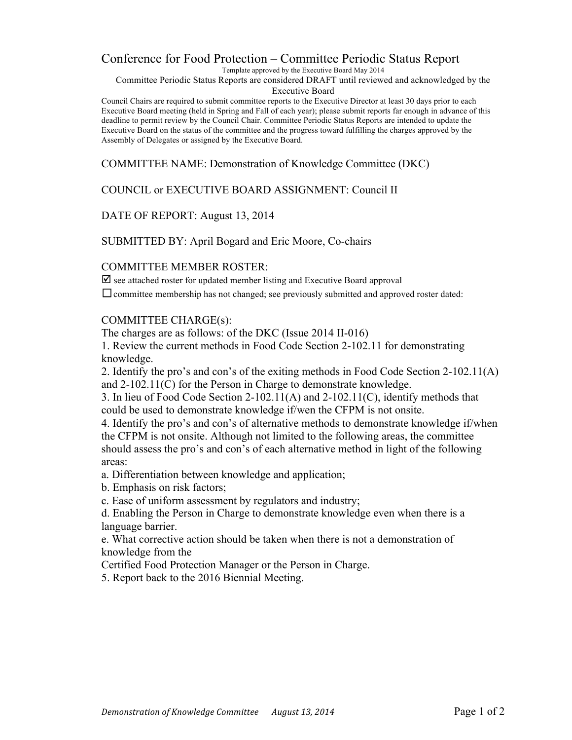# Conference for Food Protection – Committee Periodic Status Report

Template approved by the Executive Board May 2014

Committee Periodic Status Reports are considered DRAFT until reviewed and acknowledged by the Executive Board

Council Chairs are required to submit committee reports to the Executive Director at least 30 days prior to each Executive Board meeting (held in Spring and Fall of each year); please submit reports far enough in advance of this deadline to permit review by the Council Chair. Committee Periodic Status Reports are intended to update the Executive Board on the status of the committee and the progress toward fulfilling the charges approved by the Assembly of Delegates or assigned by the Executive Board.

COMMITTEE NAME: Demonstration of Knowledge Committee (DKC)

COUNCIL or EXECUTIVE BOARD ASSIGNMENT: Council II

DATE OF REPORT: August 13, 2014

SUBMITTED BY: April Bogard and Eric Moore, Co-chairs

COMMITTEE MEMBER ROSTER:

☑ see attached roster for updated member listing and Executive Board approval

☐ committee membership has not changed; see previously submitted and approved roster dated:

COMMITTEE CHARGE(s):

The charges are as follows: of the DKC (Issue 2014 II-016)

1. Review the current methods in Food Code Section 2-102.11 for demonstrating knowledge.
2. Identify the pro's and con's of the exiting methods in Food Code Section 2-102.11(A) and 2-102.11(C) for the Person in Charge to demonstrate knowledge.
3. In lieu of Food Code Section 2-102.11(A) and 2-102.11(C), identify methods that could be used to demonstrate knowledge if/wen the CFPM is not onsite.
4. Identify the pro's and con's of alternative methods to demonstrate knowledge if/when the CFPM is not onsite. Although not limited to the following areas, the committee should assess the pro's and con's of each alternative method in light of the following areas:

a. Differentiation between knowledge and application;

b. Emphasis on risk factors;

c. Ease of uniform assessment by regulators and industry;

d. Enabling the Person in Charge to demonstrate knowledge even when there is a language barrier.

e. What corrective action should be taken when there is not a demonstration of knowledge from the Certified Food Protection Manager or the Person in Charge.

5. Report back to the 2016 Biennial Meeting.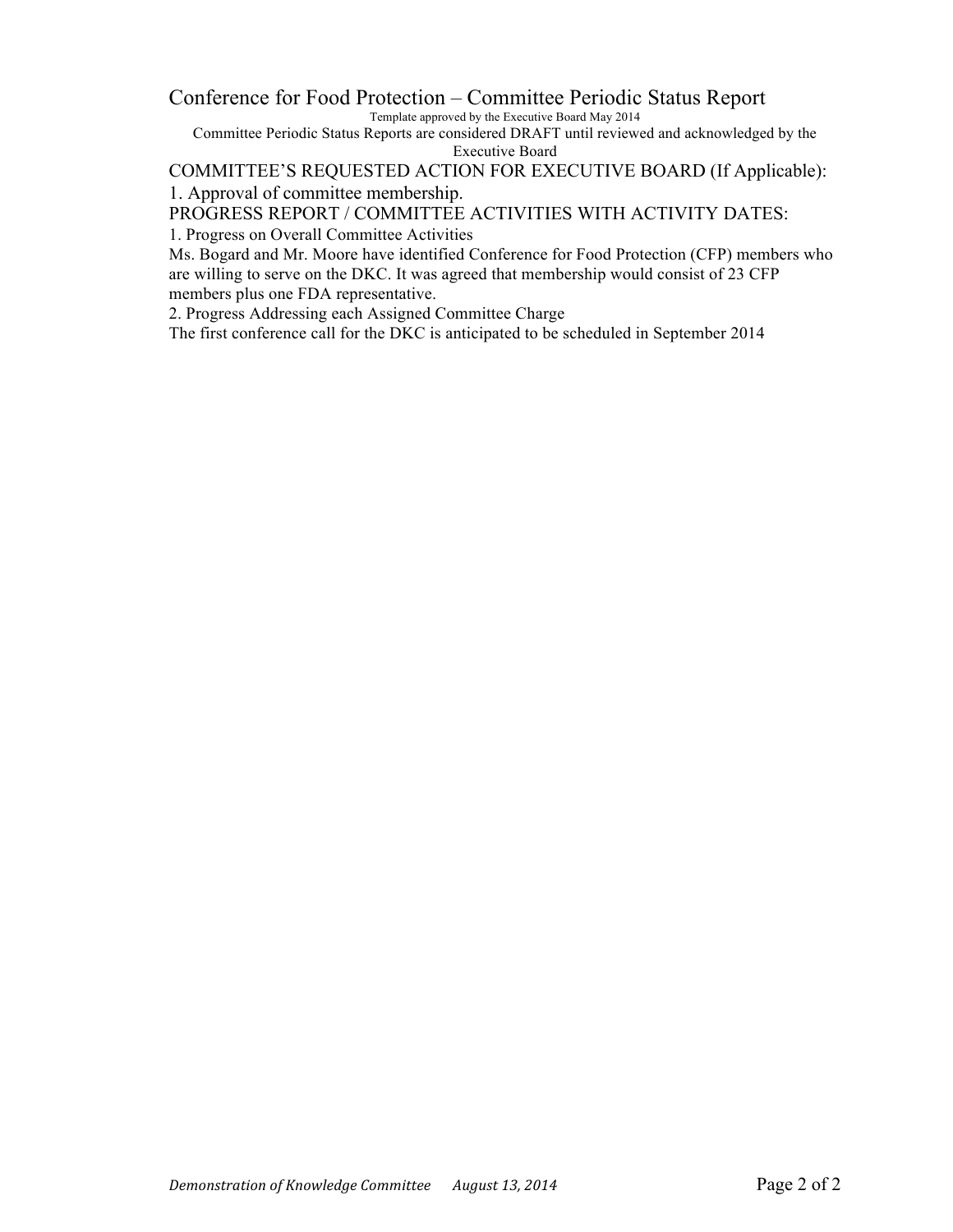# Conference for Food Protection – Committee Periodic Status Report

Template approved by the Executive Board May 2014

Committee Periodic Status Reports are considered DRAFT until reviewed and acknowledged by the Executive Board

## COMMITTEE'S REQUESTED ACTION FOR EXECUTIVE BOARD (If Applicable):

1. Approval of committee membership.

## PROGRESS REPORT / COMMITTEE ACTIVITIES WITH ACTIVITY DATES:

1. Progress on Overall Committee Activities

Ms. Bogard and Mr. Moore have identified Conference for Food Protection (CFP) members who are willing to serve on the DKC. It was agreed that membership would consist of 23 CFP members plus one FDA representative.

2. Progress Addressing each Assigned Committee Charge

The first conference call for the DKC is anticipated to be scheduled in September 2014